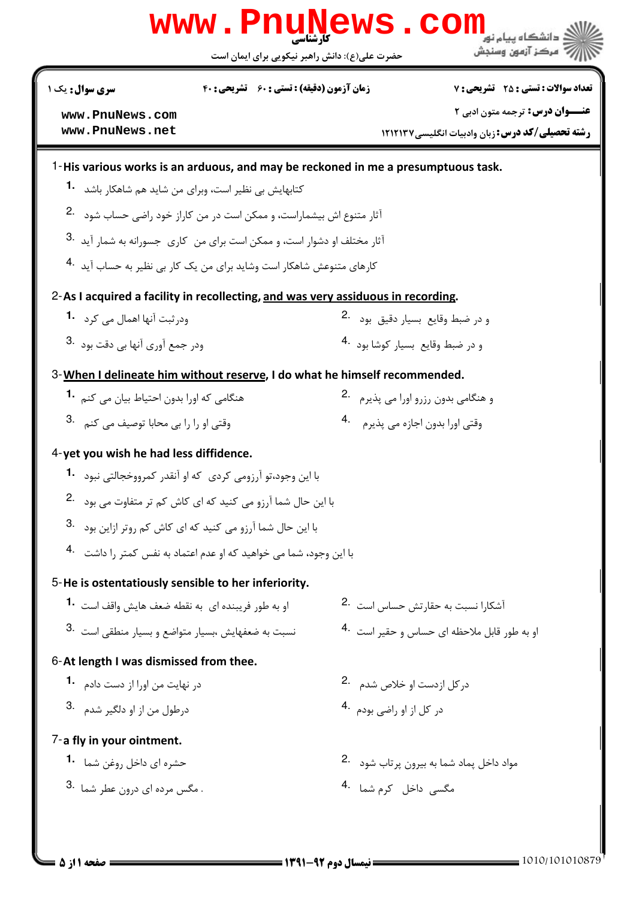**کارشناسی**

حضرت علی(ع): دانش راهبر نیکویی برای ایمان است

دانشگاه پیام نور
مرکز آزمون وسنجش

| سری سوال: یک ۱ | زمان آزمون (دقیقه) : تستی : ۶۰ تشریحی : ۴۰ | تعداد سوالات : تستی : ۲۵ تشریحی : ۷ |
|---|---|---|
| www.PnuNews.com<br>www.PnuNews.net | | عنـــوان درس: ترجمه متون ادبی ۲<br>رشته تحصیلی/کد درس: زبان وادبیات انگلیسی۱۲۱۲۱۳۷ |

1-**His various works is an arduous, and may be reckoned in me a presumptuous task.**

1. کتابهایش بی نظیر است، وبرای من شاید هم شاهکار باشد
2. آثار متنوع اش بیشماراست، و ممکن است در من کاراز خود راضی حساب شود
3. آثار مختلف او دشوار است، و ممکن است برای من کاری جسورانه به شمار آید
4. کارهای متنوعش شاهکار است وشاید برای من یک کار بی نظیر به حساب آید

2-**As I acquired a facility in recollecting, <u>and was very assiduous in recording</u>.**

1. ودرثبت آنها اهمال می کرد
2. و در ضبط وقایع بسیار دقیق بود
3. ودر جمع آوری آنها بی دقت بود
4. و در ضبط وقایع بسیار کوشا بود

3-**<u>When I delineate him without reserve</u>, I do what he himself recommended.**

1. هنگامی که اورا بدون احتیاط بیان می کنم
2. و هنگامی بدون رزرو اورا می پذیرم
3. وقتی او را را بی محابا توصیف می کنم
4. وقتی اورا بدون اجازه می پذیرم

4-**yet you wish he had less diffidence.**

1. با این وجود،تو آرزومی کردی که او آنقدر کمرووخجالتی نبود
2. با این حال شما آرزو می کنید که ای کاش کم تر متفاوت می بود
3. با این حال شما آرزو می کنید که ای کاش کم روتر ازاین بود
4. با این وجود، شما می خواهید که او عدم اعتماد به نفس کمتر را داشت

5-**He is ostentatiously sensible to her inferiority.**

1. او به طور فریبنده ای به نقطه ضعف هایش واقف است
2. آشکارا نسبت به حقارتش حساس است
3. نسبت به ضعفهایش ،بسیار متواضع و بسیار منطقی است
4. او به طور قابل ملاحظه ای حساس و حقیر است

6-**At length I was dismissed from thee.**

1. در نهایت من اورا از دست دادم
2. درکل ازدست او خلاص شدم
3. درطول من از او دلگیر شدم
4. در کل از او راضی بودم

7-**a fly in your ointment.**

1. حشره ای داخل روغن شما
2. مواد داخل پماد شما به بیرون پرتاب شود
3. . مگس مرده ای درون عطر شما
4. مگسی داخل کرم شما

نیمسال دوم ۹۲-۱۳۹۱

1010/101010879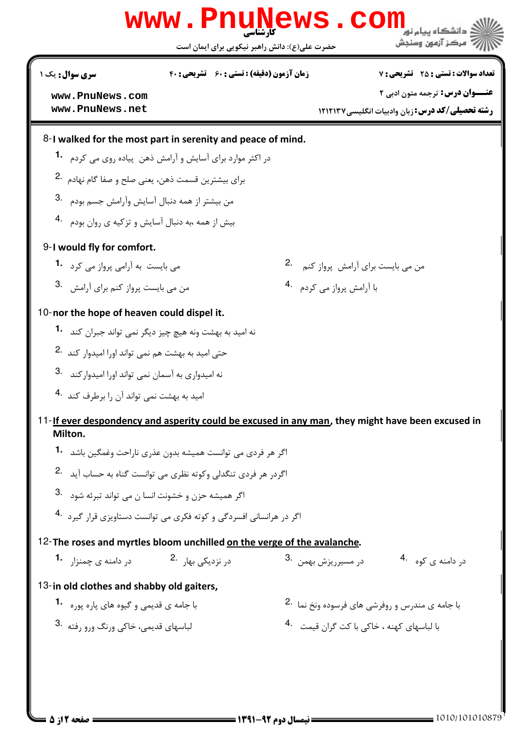8-I walked for the most part in serenity and peace of mind.

1. در اکثر موارد برای آسایش و آرامش ذهن  پیاده روی می کردم

2. برای بیشترین قسمت ذهن، یعنی صلح و صفا گام نهادم

3. من بیشتر از همه دنبال آسایش وآرامش جسم بودم

4. بیش از همه ،به دنبال آسایش و تزکیه ی روان بودم

9-I would fly for comfort.

1. می بایست  به آرامی پرواز می کرد

2. من می بایست برای آرامش  پرواز کنم

3. من می بایست پرواز کنم برای آرامش

4. با آرامش پرواز می کردم

10-nor the hope of heaven could dispel it.

1. نه امید به بهشت ونه هیچ چیز دیگر نمی تواند جبران کند

2. حتی امید به بهشت هم نمی تواند اورا امیدوار کند

3. نه امیدواری به آسمان نمی تواند اورا امیدوارکند

4. امید به بهشت نمی تواند آن را برطرف کند

11-If ever despondency and asperity could be excused in any man, they might have been excused in Milton.

1. اگر هر فردی می توانست همیشه بدون عذری ناراحت وغمگین باشد

2. اگردر هر فردی تنگدلی وکوته نظری می توانست گناه به حساب آید

3. اگر همیشه حزن و خشونت انسا ن می تواند تبرئه شود

4. اگر در هرانسانی افسردگی و کوته فکری می توانست دستاویزی قرار گیرد

12-The roses and myrtles bloom unchilled on the verge of the avalanche.

1. در دامنه ی چمنزار

2. در نزدیکی بهار

3. در مسیرریزش بهمن

4. در دامنه ی کوه

13-in old clothes and shabby old gaiters,

1. با جامه ی قدیمی و گیوه های پاره پوره

2. با جامه ی مندرس و روفرشی های فرسوده ونخ نما

3. لباسهای قدیمی، خاکی ورنگ ورو رفته

4. با لباسهای کهنه ، خاکی با کت گران قیمت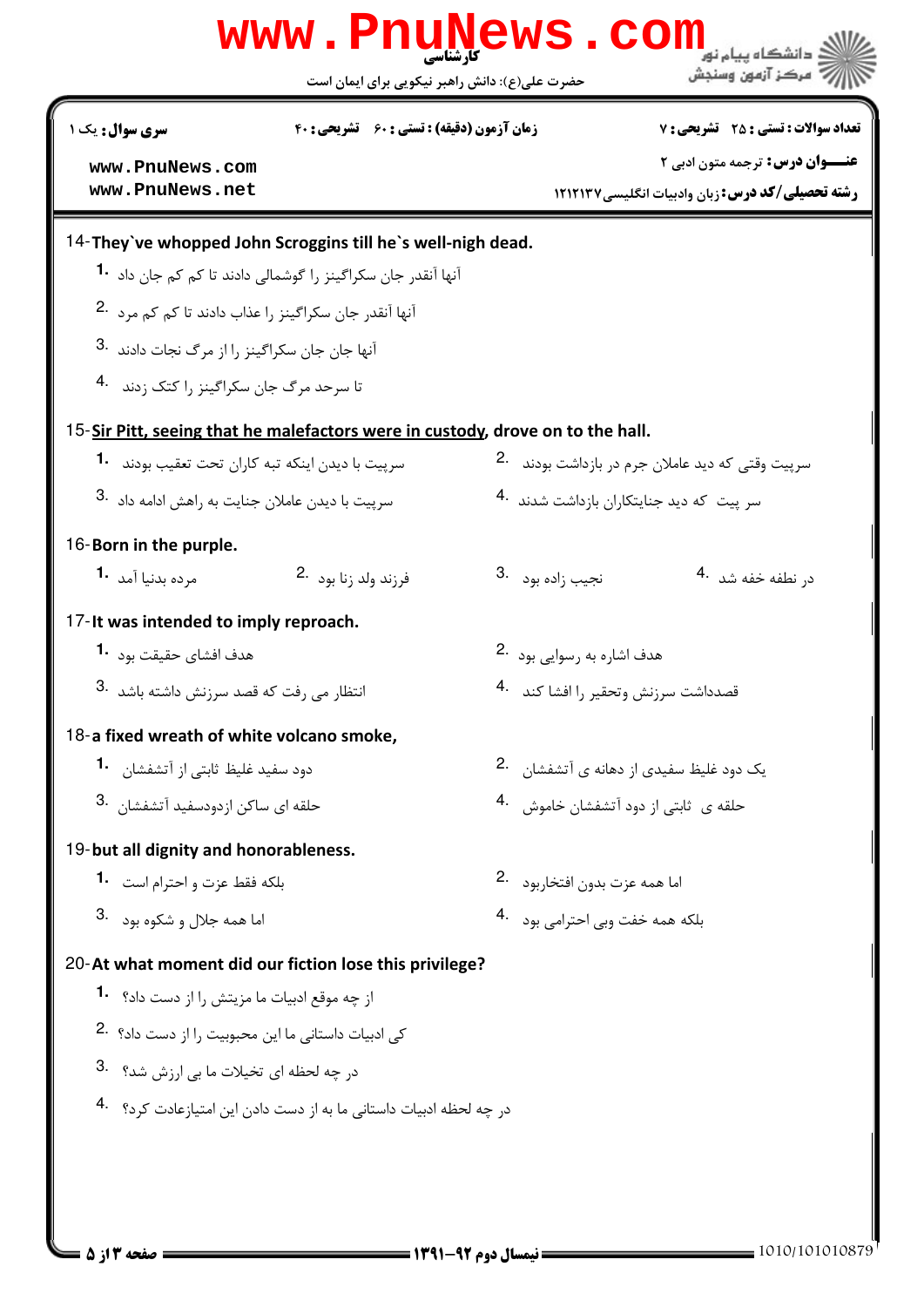14-**They`ve whopped John Scroggins till he`s well-nigh dead.**

1. آنها آنقدر جان سکراگینز را گوشمالی دادند تا کم کم جان داد
2. آنها آنقدر جان سکراگینز را عذاب دادند تا کم کم مرد
3. آنها جان جان سکراگینز را از مرگ نجات دادند
4. تا سرحد مرگ جان سکراگینز را کتک زدند

15-**Sir Pitt, seeing that he malefactors were in custody, drove on to the hall.**

1. سرپیت با دیدن اینکه تبه کاران تحت تعقیب بودند
2. سرپیت وقتی که دید عاملان جرم در بازداشت بودند
3. سرپیت با دیدن عاملان جنایت به راهش ادامه داد
4. سر پیت که دید جنایتکاران بازداشت شدند

16-**Born in the purple.**

1. مرده بدنیا آمد
2. فرزند ولد زنا بود
3. نجیب زاده بود
4. در نطفه خفه شد

17-**It was intended to imply reproach.**

1. هدف افشای حقیقت بود
2. هدف اشاره به رسوایی بود
3. انتظار می رفت که قصد سرزنش داشته باشد
4. قصدداشت سرزنش وتحقیر را افشا کند

18-**a fixed wreath of white volcano smoke,**

1. دود سفید غلیظ ثابتی از آتشفشان
2. یک دود غلیظ سفیدی از دهانه ی آتشفشان
3. حلقه ای ساکن ازدودسفید آتشفشان
4. حلقه ی ثابتی از دود آتشفشان خاموش

19-**but all dignity and honorableness.**

1. بلکه فقط عزت و احترام است
2. اما همه عزت بدون افتخاربود
3. اما همه جلال و شکوه بود
4. بلکه همه خفت وبی احترامی بود

20-**At what moment did our fiction lose this privilege?**

1. از چه موقع ادبیات ما مزیتش را از دست داد؟
2. کی ادبیات داستانی ما این محبوبیت را از دست داد؟
3. در چه لحظه ای تخیلات ما بی ارزش شد؟
4. در چه لحظه ادبیات داستانی ما به از دست دادن این امتیازعادت کرد؟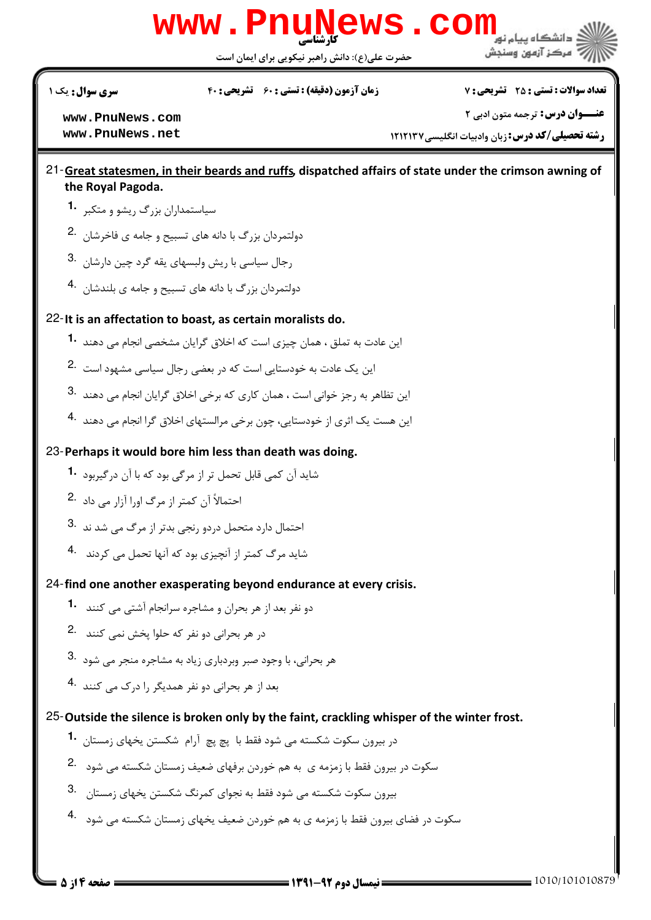21- <u>Great statesmen, in their beards and ruffs</u>, dispatched affairs of state under the crimson awning of the Royal Pagoda.

1. سیاستمداران بزرگ ریشو و متکبر
2. دولتمردان بزرگ با دانه های تسبیح و جامه ی فاخرشان
3. رجال سیاسی با ریش ولبسهای یقه گرد چین دارشان
4. دولتمردان بزرگ با دانه های تسبیح و جامه ی بلندشان

22- It is an affectation to boast, as certain moralists do.

1. این عادت به تملق ، همان چیزی است که اخلاق گرایان مشخصی انجام می دهند
2. این یک عادت به خودستایی است که در بعضی رجال سیاسی مشهود است
3. این تظاهر به رجز خوانی است ، همان کاری که برخی اخلاق گرایان انجام می دهند
4. این هست یک اثری از خودستایی، چون برخی مرالستهای اخلاق گرا انجام می دهند

23- Perhaps it would bore him less than death was doing.

1. شاید آن کمی قابل تحمل تر از مرگی بود که با آن درگیربود
2. احتمالاً آن کمتر از مرگ اورا آزار می داد
3. احتمال دارد متحمل دردو رنجی بدتر از مرگ می شد ند
4. شاید مرگ کمتر از آنچیزی بود که آنها تحمل می کردند

24- find one another exasperating beyond endurance at every crisis.

1. دو نفر بعد از هر بحران و مشاجره سرانجام آشتی می کنند
2. در هر بحرانی دو نفر که حلوا پخش نمی کنند
3. هر بحرانی، با وجود صبر وبردباری زیاد به مشاجره منجر می شود
4. بعد از هر بحرانی دو نفر همدیگر را درک می کنند

25- Outside the silence is broken only by the faint, crackling whisper of the winter frost.

1. در بیرون سکوت شکسته می شود فقط با پچ پچ آرام شکستن یخهای زمستان
2. سکوت در بیرون فقط با زمزمه ی به هم خوردن برفهای ضعیف زمستان شکسته می شود
3. بیرون سکوت شکسته می شود فقط به نجوای کمرنگ شکستن یخهای زمستان
4. سکوت در فضای بیرون فقط با زمزمه ی به هم خوردن ضعیف یخهای زمستان شکسته می شود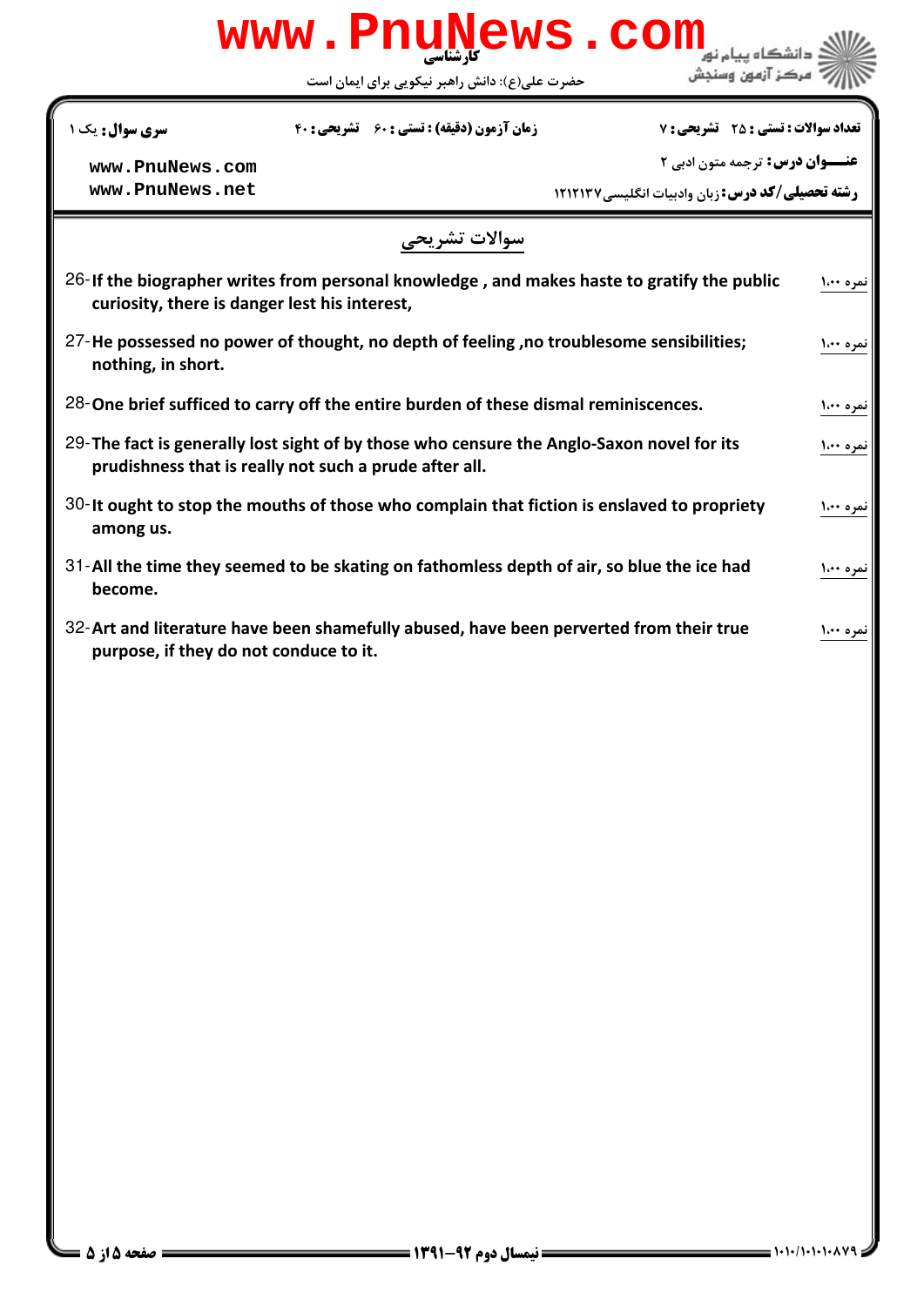## سوالات تشریحی

26- If the biographer writes from personal knowledge , and makes haste to gratify the public curiosity, there is danger lest his interest, — نمره ۱.۰۰

27- He possessed no power of thought, no depth of feeling ,no troublesome sensibilities; nothing, in short. — نمره ۱.۰۰

28- One brief sufficed to carry off the entire burden of these dismal reminiscences. — نمره ۱.۰۰

29- The fact is generally lost sight of by those who censure the Anglo-Saxon novel for its prudishness that is really not such a prude after all. — نمره ۱.۰۰

30- It ought to stop the mouths of those who complain that fiction is enslaved to propriety among us. — نمره ۱.۰۰

31- All the time they seemed to be skating on fathomless depth of air, so blue the ice had become. — نمره ۱.۰۰

32- Art and literature have been shamefully abused, have been perverted from their true purpose, if they do not conduce to it. — نمره ۱.۰۰